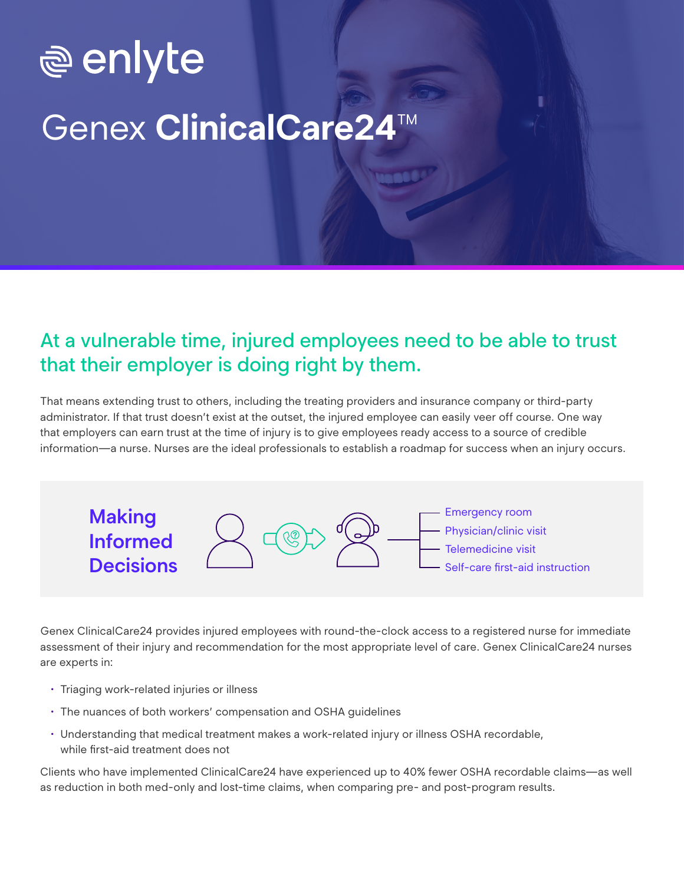enlyte

# Genex **ClinicalCare24**™

## At a vulnerable time, injured employees need to be able to trust that their employer is doing right by them.

That means extending trust to others, including the treating providers and insurance company or third-party administrator. If that trust doesn't exist at the outset, the injured employee can easily veer off course. One way that employers can earn trust at the time of injury is to give employees ready access to a source of credible information—a nurse. Nurses are the ideal professionals to establish a roadmap for success when an injury occurs.

### Making Informed Decisions

- Emergency room
- Physician/clinic visit
- Telemedicine visit
- Self-care first-aid instruction

Genex ClinicalCare24 provides injured employees with round-the-clock access to a registered nurse for immediate assessment of their injury and recommendation for the most appropriate level of care. Genex ClinicalCare24 nurses are experts in:

- Triaging work-related injuries or illness
- The nuances of both workers' compensation and OSHA guidelines
- Understanding that medical treatment makes a work-related injury or illness OSHA recordable, while first-aid treatment does not

Clients who have implemented ClinicalCare24 have experienced up to 40% fewer OSHA recordable claims—as well as reduction in both med-only and lost-time claims, when comparing pre- and post-program results.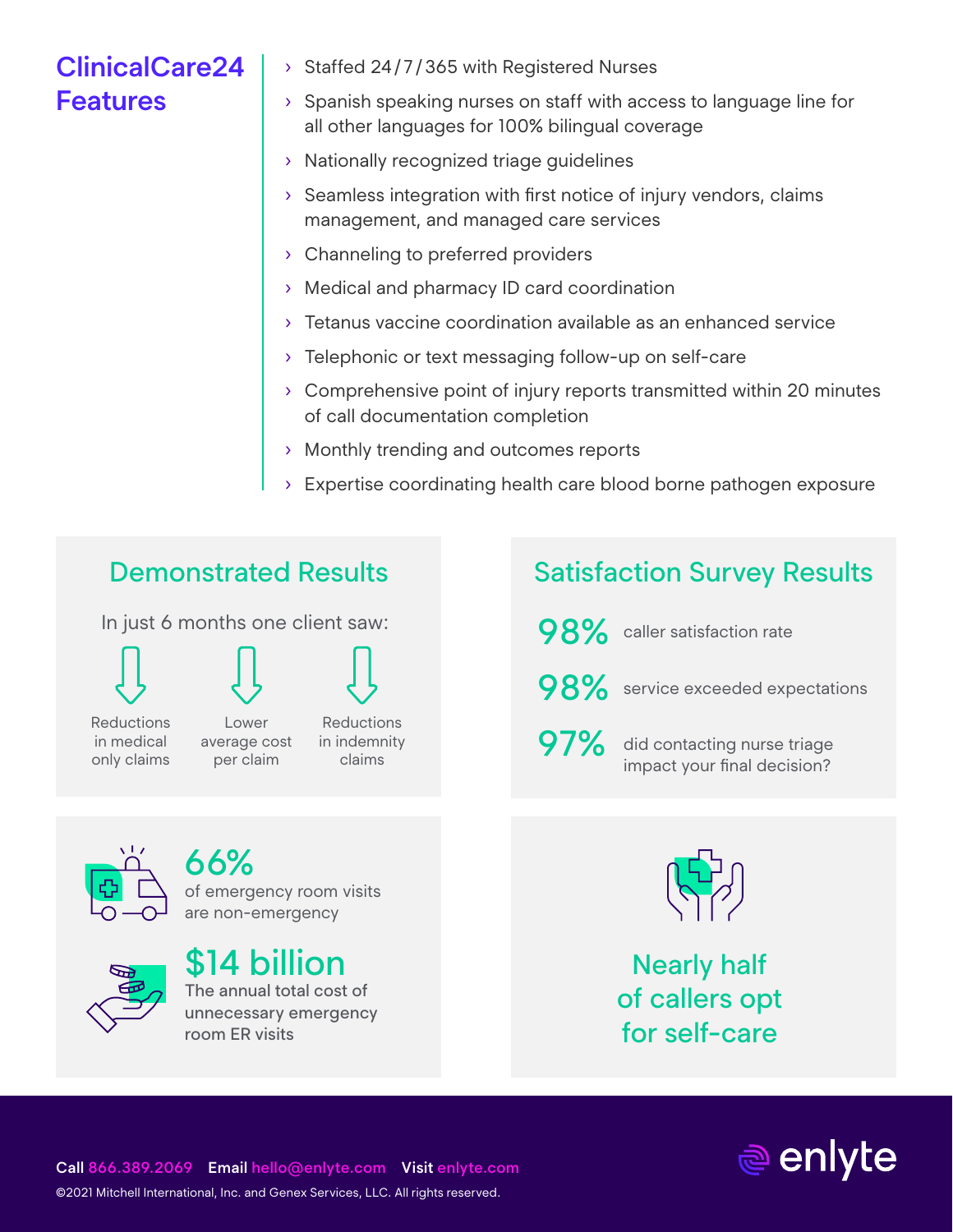## ClinicalCare24 Features

- Staffed 24/7/365 with Registered Nurses
- Spanish speaking nurses on staff with access to language line for all other languages for 100% bilingual coverage
- Nationally recognized triage guidelines
- Seamless integration with first notice of injury vendors, claims management, and managed care services
- Channeling to preferred providers
- Medical and pharmacy ID card coordination
- Tetanus vaccine coordination available as an enhanced service
- Telephonic or text messaging follow-up on self-care
- Comprehensive point of injury reports transmitted within 20 minutes of call documentation completion
- Monthly trending and outcomes reports
- Expertise coordinating health care blood borne pathogen exposure

## Demonstrated Results

In just 6 months one client saw:

- Reductions in medical only claims
- Lower average cost per claim
- Reductions in indemnity claims

## Satisfaction Survey Results

**98%** caller satisfaction rate

**98%** service exceeded expectations

**97%** did contacting nurse triage impact your final decision?

**66%**
of emergency room visits are non-emergency

**$14 billion**
The annual total cost of unnecessary emergency room ER visits

**Nearly half of callers opt for self-care**

Call 866.389.2069 Email hello@enlyte.com Visit enlyte.com

©2021 Mitchell International, Inc. and Genex Services, LLC. All rights reserved.

enlyte